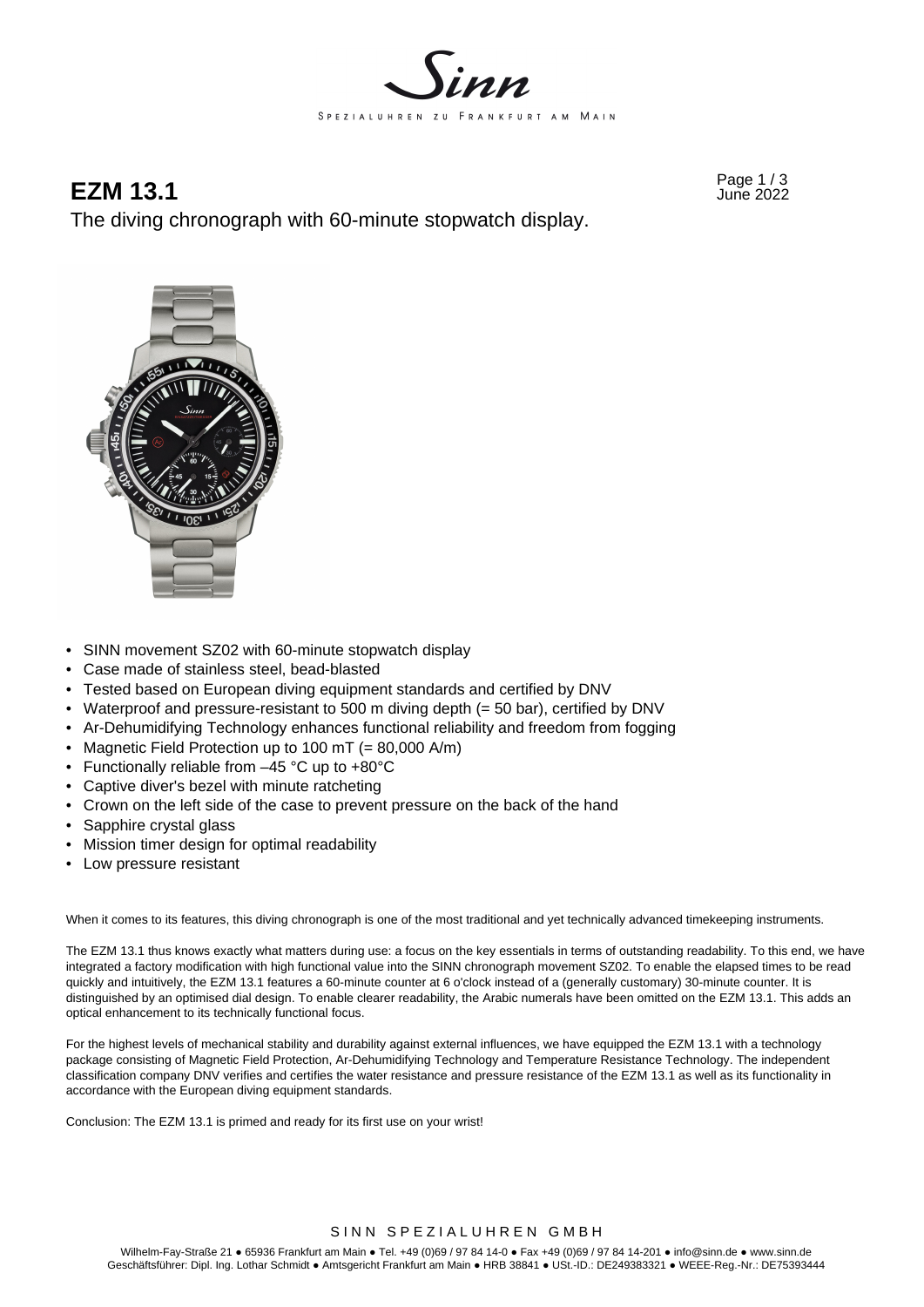# EZM 13.1

June 2022

The diving chronograph with 60-minute stopwatch display.

- SINN movement SZ02 with 60-minute stopwatch display
- Case made of stainless steel, bead-blasted
- Tested based on European diving equipment standards and certified by DNV
- Waterproof and pressure-resistant to 500 m diving depth (= 50 bar), certified by DNV
- Ar-Dehumidifying Technology enhances functional reliability and freedom from fogging
- Magnetic Field Protection up to 100 mT (= 80,000 A/m)
- Functionally reliable from –45 °C up to +80°C
- Captive diver's bezel with minute ratcheting
- Crown on the left side of the case to prevent pressure on the back of the hand
- Sapphire crystal glass
- Mission timer design for optimal readability
- Low pressure resistant

When it comes to its features, this diving chronograph is one of the most traditional and yet technically advanced timekeeping instruments.

The EZM 13.1 thus knows exactly what matters during use: a focus on the key essentials in terms of outstanding readability. To this end, we have integrated a factory modification with high functional value into the SINN chronograph movement SZ02. To enable the elapsed times to be read quickly and intuitively, the EZM 13.1 features a 60-minute counter at 6 o'clock instead of a (generally customary) 30-minute counter. It is distinguished by an optimised dial design. To enable clearer readability, the Arabic numerals have been omitted on the EZM 13.1. This adds an optical enhancement to its technically functional focus.

For the highest levels of mechanical stability and durability against external influences, we have equipped the EZM 13.1 with a technology package consisting of Magnetic Field Protection, Ar-Dehumidifying Technology and Temperature Resistance Technology. The independent classification company DNV verifies and certifies the water resistance and pressure resistance of the EZM 13.1 as well as its functionality in accordance with the European diving equipment standards.

Conclusion: The EZM 13.1 is primed and ready for its first use on your wrist!

SINN SPEZIALUHREN GMBH

Wilhelm-Fay-Straße 21 ● 65936 Frankfurt am Main ● Tel. +49 (0)69 / 97 84 14-0 ● Fax +49 (0)69 / 97 84 14-201 ● info@sinn.de ● www.sinn.de
Geschäftsführer: Dipl. Ing. Lothar Schmidt ● Amtsgericht Frankfurt am Main ● HRB 38841 ● USt.-ID.: DE249383321 ● WEEE-Reg.-Nr.: DE75393444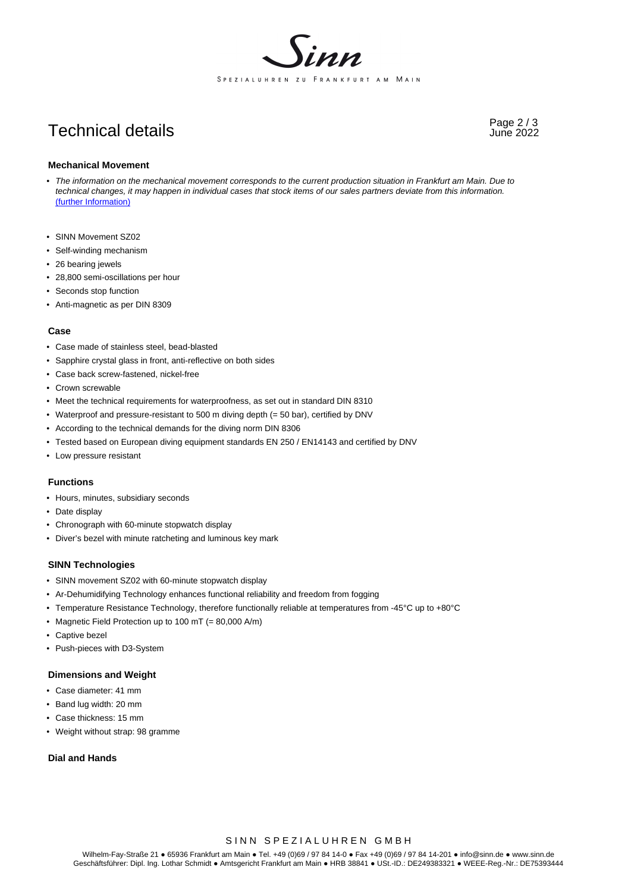# Technical details

## Mechanical Movement

- *The information on the mechanical movement corresponds to the current production situation in Frankfurt am Main. Due to technical changes, it may happen in individual cases that stock items of our sales partners deviate from this information.* [(further Information)]

- SINN Movement SZ02
- Self-winding mechanism
- 26 bearing jewels
- 28,800 semi-oscillations per hour
- Seconds stop function
- Anti-magnetic as per DIN 8309

## Case

- Case made of stainless steel, bead-blasted
- Sapphire crystal glass in front, anti-reflective on both sides
- Case back screw-fastened, nickel-free
- Crown screwable
- Meet the technical requirements for waterproofness, as set out in standard DIN 8310
- Waterproof and pressure-resistant to 500 m diving depth (= 50 bar), certified by DNV
- According to the technical demands for the diving norm DIN 8306
- Tested based on European diving equipment standards EN 250 / EN14143 and certified by DNV
- Low pressure resistant

## Functions

- Hours, minutes, subsidiary seconds
- Date display
- Chronograph with 60-minute stopwatch display
- Diver's bezel with minute ratcheting and luminous key mark

## SINN Technologies

- SINN movement SZ02 with 60-minute stopwatch display
- Ar-Dehumidifying Technology enhances functional reliability and freedom from fogging
- Temperature Resistance Technology, therefore functionally reliable at temperatures from -45°C up to +80°C
- Magnetic Field Protection up to 100 mT (= 80,000 A/m)
- Captive bezel
- Push-pieces with D3-System

## Dimensions and Weight

- Case diameter: 41 mm
- Band lug width: 20 mm
- Case thickness: 15 mm
- Weight without strap: 98 gramme

## Dial and Hands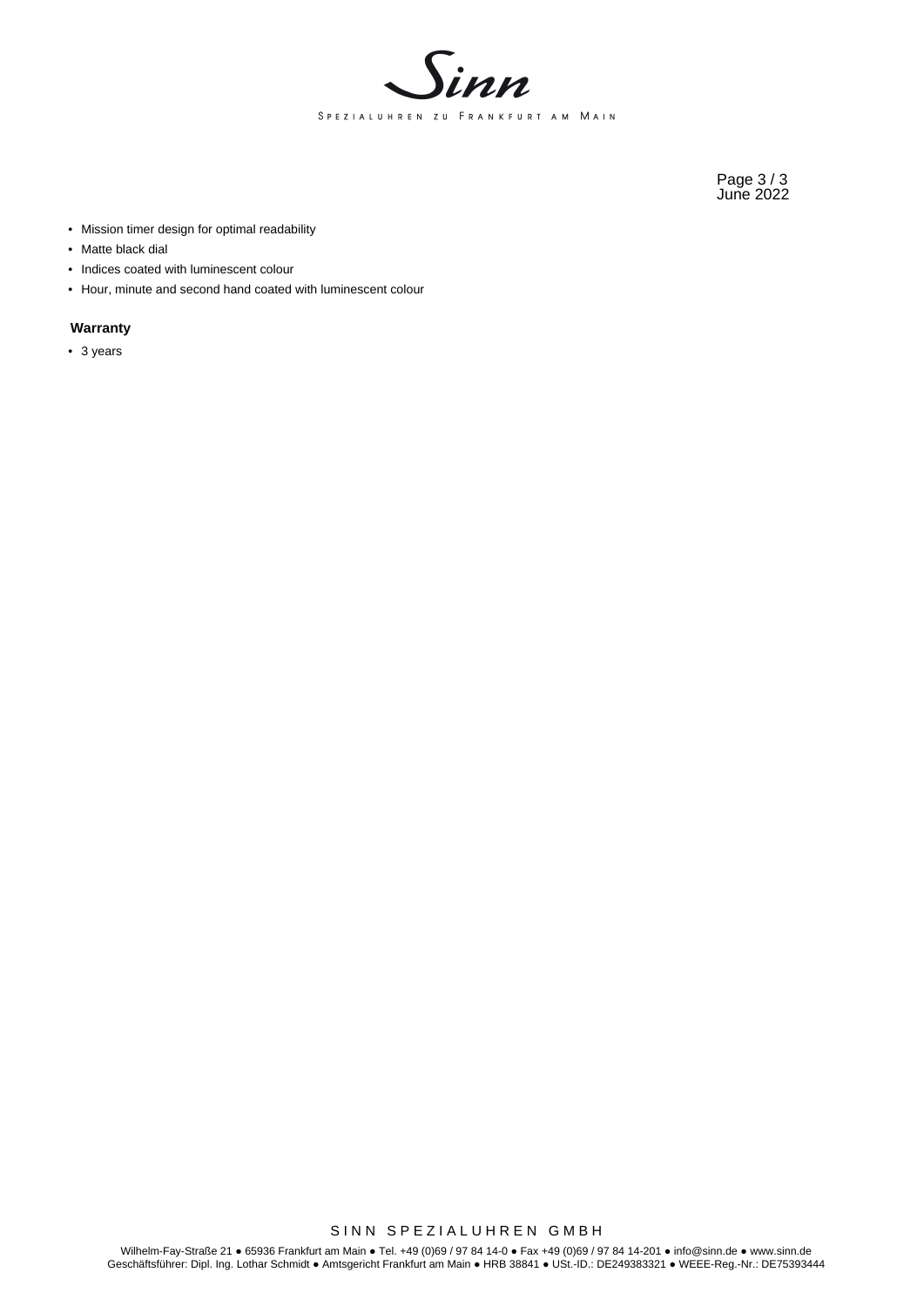- Mission timer design for optimal readability
- Matte black dial
- Indices coated with luminescent colour
- Hour, minute and second hand coated with luminescent colour

**Warranty**

- 3 years